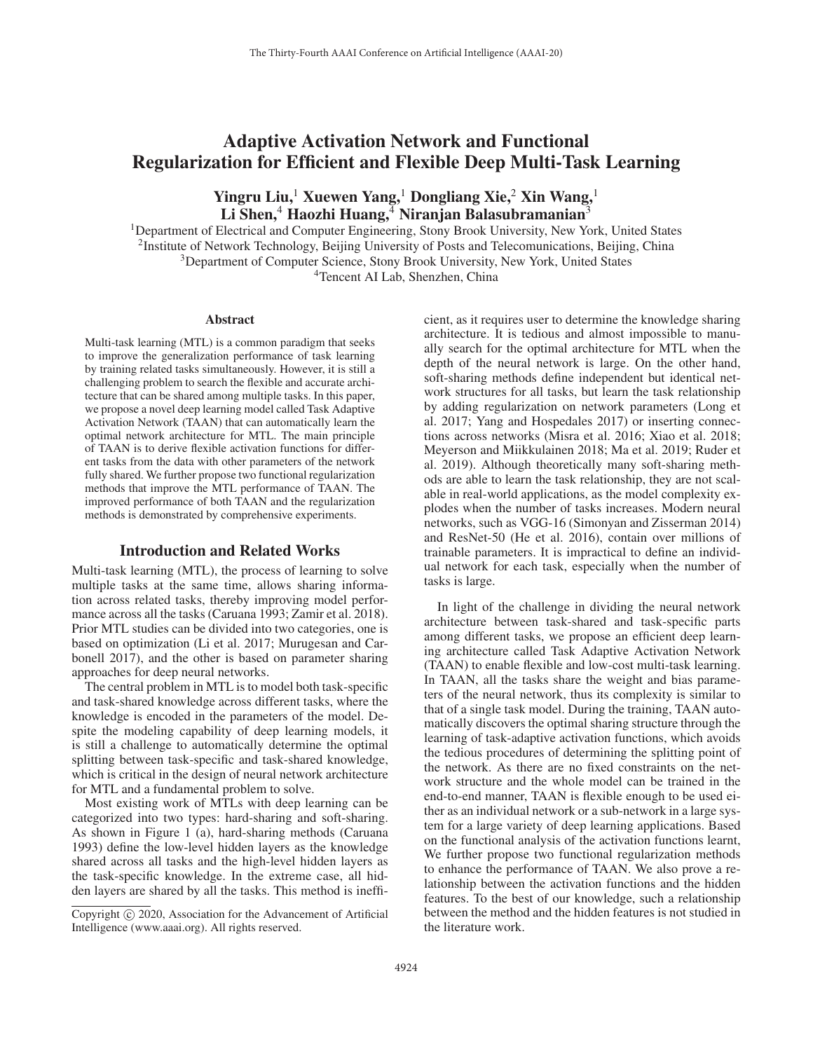# Adaptive Activation Network and Functional Regularization for Efficient and Flexible Deep Multi-Task Learning

**Yingru Liu,[1] Xuewen Yang,[1] Dongliang Xie,[2] Xin Wang,[1] Li Shen,[4] Haozhi Huang,[4] Niranjan Balasubramanian[3]**

[1]Department of Electrical and Computer Engineering, Stony Brook University, New York, United States
[2]Institute of Network Technology, Beijing University of Posts and Telecomunications, Beijing, China
[3]Department of Computer Science, Stony Brook University, New York, United States
[4]Tencent AI Lab, Shenzhen, China

## Abstract

Multi-task learning (MTL) is a common paradigm that seeks to improve the generalization performance of task learning by training related tasks simultaneously. However, it is still a challenging problem to search the flexible and accurate architecture that can be shared among multiple tasks. In this paper, we propose a novel deep learning model called Task Adaptive Activation Network (TAAN) that can automatically learn the optimal network architecture for MTL. The main principle of TAAN is to derive flexible activation functions for different tasks from the data with other parameters of the network fully shared. We further propose two functional regularization methods that improve the MTL performance of TAAN. The improved performance of both TAAN and the regularization methods is demonstrated by comprehensive experiments.

## Introduction and Related Works

Multi-task learning (MTL), the process of learning to solve multiple tasks at the same time, allows sharing information across related tasks, thereby improving model performance across all the tasks (Caruana 1993; Zamir et al. 2018). Prior MTL studies can be divided into two categories, one is based on optimization (Li et al. 2017; Murugesan and Carbonell 2017), and the other is based on parameter sharing approaches for deep neural networks.

The central problem in MTL is to model both task-specific and task-shared knowledge across different tasks, where the knowledge is encoded in the parameters of the model. Despite the modeling capability of deep learning models, it is still a challenge to automatically determine the optimal splitting between task-specific and task-shared knowledge, which is critical in the design of neural network architecture for MTL and a fundamental problem to solve.

Most existing work of MTLs with deep learning can be categorized into two types: hard-sharing and soft-sharing. As shown in Figure 1 (a), hard-sharing methods (Caruana 1993) define the low-level hidden layers as the knowledge shared across all tasks and the high-level hidden layers as the task-specific knowledge. In the extreme case, all hidden layers are shared by all the tasks. This method is inefficient, as it requires user to determine the knowledge sharing architecture. It is tedious and almost impossible to manually search for the optimal architecture for MTL when the depth of the neural network is large. On the other hand, soft-sharing methods define independent but identical network structures for all tasks, but learn the task relationship by adding regularization on network parameters (Long et al. 2017; Yang and Hospedales 2017) or inserting connections across networks (Misra et al. 2016; Xiao et al. 2018; Meyerson and Miikkulainen 2018; Ma et al. 2019; Ruder et al. 2019). Although theoretically many soft-sharing methods are able to learn the task relationship, they are not scalable in real-world applications, as the model complexity explodes when the number of tasks increases. Modern neural networks, such as VGG-16 (Simonyan and Zisserman 2014) and ResNet-50 (He et al. 2016), contain over millions of trainable parameters. It is impractical to define an individual network for each task, especially when the number of tasks is large.

In light of the challenge in dividing the neural network architecture between task-shared and task-specific parts among different tasks, we propose an efficient deep learning architecture called Task Adaptive Activation Network (TAAN) to enable flexible and low-cost multi-task learning. In TAAN, all the tasks share the weight and bias parameters of the neural network, thus its complexity is similar to that of a single task model. During the training, TAAN automatically discovers the optimal sharing structure through the learning of task-adaptive activation functions, which avoids the tedious procedures of determining the splitting point of the network. As there are no fixed constraints on the network structure and the whole model can be trained in the end-to-end manner, TAAN is flexible enough to be used either as an individual network or a sub-network in a large system for a large variety of deep learning applications. Based on the functional analysis of the activation functions learnt, We further propose two functional regularization methods to enhance the performance of TAAN. We also prove a relationship between the activation functions and the hidden features. To the best of our knowledge, such a relationship between the method and the hidden features is not studied in the literature work.

Copyright © 2020, Association for the Advancement of Artificial Intelligence (www.aaai.org). All rights reserved.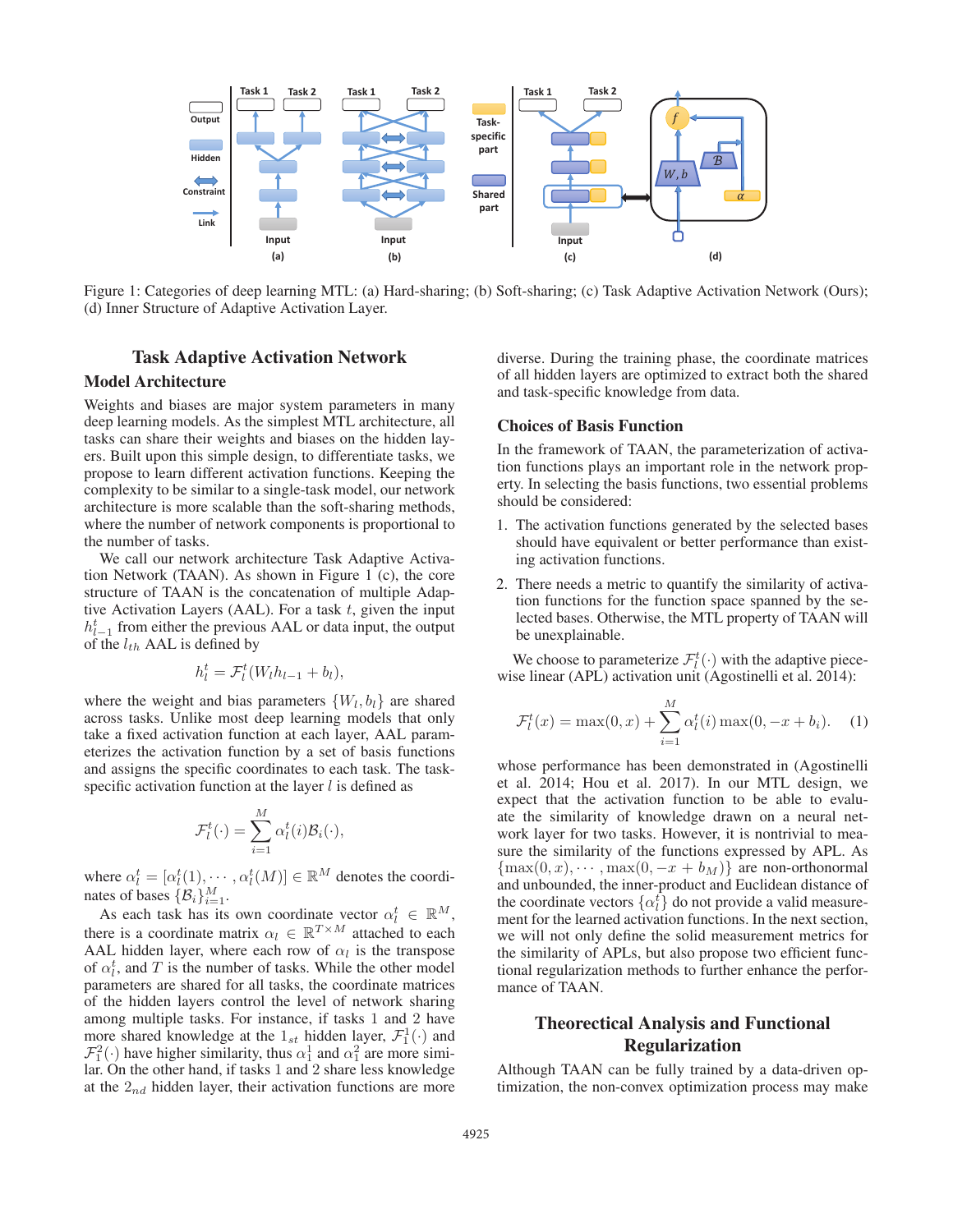Figure 1: Categories of deep learning MTL: (a) Hard-sharing; (b) Soft-sharing; (c) Task Adaptive Activation Network (Ours); (d) Inner Structure of Adaptive Activation Layer.

## Task Adaptive Activation Network

### Model Architecture

Weights and biases are major system parameters in many deep learning models. As the simplest MTL architecture, all tasks can share their weights and biases on the hidden layers. Built upon this simple design, to differentiate tasks, we propose to learn different activation functions. Keeping the complexity to be similar to a single-task model, our network architecture is more scalable than the soft-sharing methods, where the number of network components is proportional to the number of tasks.

We call our network architecture Task Adaptive Activation Network (TAAN). As shown in Figure 1 (c), the core structure of TAAN is the concatenation of multiple Adaptive Activation Layers (AAL). For a task $t$, given the input $h_{l-1}^t$ from either the previous AAL or data input, the output of the $l_{th}$ AAL is defined by

$$h_l^t = \mathcal{F}_l^t(W_l h_{l-1} + b_l),$$

where the weight and bias parameters $\{W_l, b_l\}$ are shared across tasks. Unlike most deep learning models that only take a fixed activation function at each layer, AAL parameterizes the activation function by a set of basis functions and assigns the specific coordinates to each task. The task-specific activation function at the layer $l$ is defined as

$$\mathcal{F}_l^t(\cdot) = \sum_{i=1}^{M} \alpha_l^t(i)\mathcal{B}_i(\cdot),$$

where $\alpha_l^t = [\alpha_l^t(1), \cdots, \alpha_l^t(M)] \in \mathbb{R}^M$ denotes the coordinates of bases $\{\mathcal{B}_i\}_{i=1}^M$.

As each task has its own coordinate vector $\alpha_l^t \in \mathbb{R}^M$, there is a coordinate matrix $\alpha_l \in \mathbb{R}^{T \times M}$ attached to each AAL hidden layer, where each row of $\alpha_l$ is the transpose of $\alpha_l^t$, and $T$ is the number of tasks. While the other model parameters are shared for all tasks, the coordinate matrices of the hidden layers control the level of network sharing among multiple tasks. For instance, if tasks 1 and 2 have more shared knowledge at the $1_{st}$ hidden layer, $\mathcal{F}_1^1(\cdot)$ and $\mathcal{F}_1^2(\cdot)$ have higher similarity, thus $\alpha_1^1$ and $\alpha_1^2$ are more similar. On the other hand, if tasks 1 and 2 share less knowledge at the $2_{nd}$ hidden layer, their activation functions are more diverse. During the training phase, the coordinate matrices of all hidden layers are optimized to extract both the shared and task-specific knowledge from data.

### Choices of Basis Function

In the framework of TAAN, the parameterization of activation functions plays an important role in the network property. In selecting the basis functions, two essential problems should be considered:

1. The activation functions generated by the selected bases should have equivalent or better performance than existing activation functions.
2. There needs a metric to quantify the similarity of activation functions for the function space spanned by the selected bases. Otherwise, the MTL property of TAAN will be unexplainable.

We choose to parameterize $\mathcal{F}_l^t(\cdot)$ with the adaptive piecewise linear (APL) activation unit (Agostinelli et al. 2014):

$$\mathcal{F}_l^t(x) = \max(0, x) + \sum_{i=1}^{M} \alpha_l^t(i) \max(0, -x + b_i). \quad (1)$$

whose performance has demonstrated in (Agostinelli et al. 2014; Hou et al. 2017). In our MTL design, we expect that the activation function to be able to evaluate the similarity of knowledge drawn on a neural network layer for two tasks. However, it is nontrivial to measure the similarity of the functions expressed by APL. As $\{\max(0, x), \cdots, \max(0, -x + b_M)\}$ are non-orthonormal and unbounded, the inner-product and Euclidean distance of the coordinate vectors $\{\alpha_l^t\}$ do not provide a valid measurement for the learned activation functions. In the next section, we will not only define the solid measurement metrics for the similarity of APLs, but also propose two efficient functional regularization methods to further enhance the performance of TAAN.

## Theorectical Analysis and Functional Regularization

Although TAAN can be fully trained by a data-driven optimization, the non-convex optimization process may make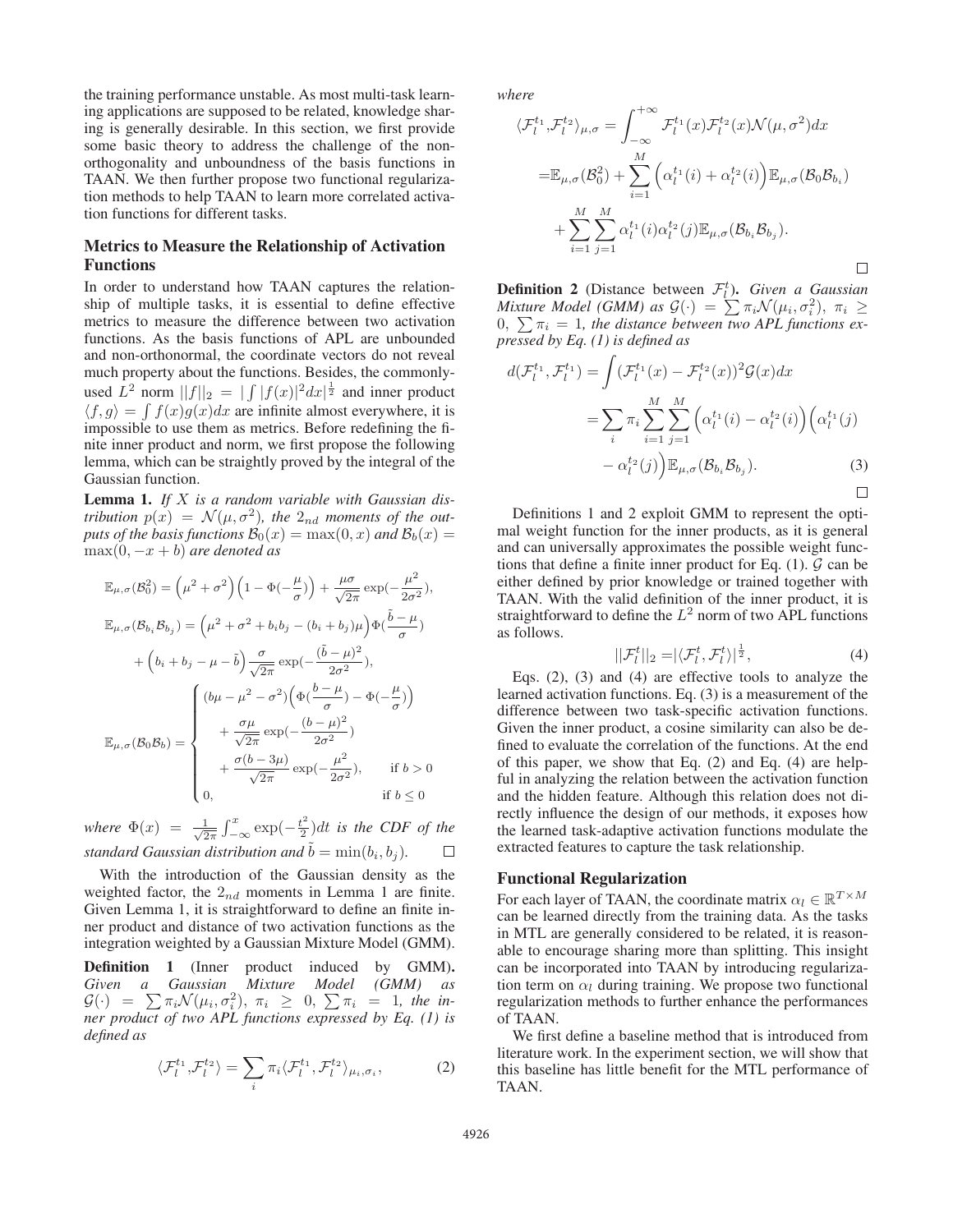the training performance unstable. As most multi-task learning applications are supposed to be related, knowledge sharing is generally desirable. In this section, we first provide some basic theory to address the challenge of the non-orthogonality and unboundness of the basis functions in TAAN. We then further propose two functional regularization methods to help TAAN to learn more correlated activation functions for different tasks.

## Metrics to Measure the Relationship of Activation Functions

In order to understand how TAAN captures the relationship of multiple tasks, it is essential to define effective metrics to measure the difference between two activation functions. As the basis functions of APL are unbounded and non-orthonormal, the coordinate vectors do not reveal much property about the functions. Besides, the commonly-used $L^2$ norm $||f||_2 = |\int |f(x)|^2 dx|^{\frac{1}{2}}$ and inner product $\langle f, g\rangle = \int f(x)g(x)dx$ are infinite almost everywhere, it is impossible to use them as metrics. Before redefining the finite inner product and norm, we first propose the following lemma, which can be straightly proved by the integral of the Gaussian function.

**Lemma 1.** *If $X$ is a random variable with Gaussian distribution $p(x) = \mathcal{N}(\mu, \sigma^2)$, the $2_{nd}$ moments of the outputs of the basis functions $\mathcal{B}_0(x) = \max(0, x)$ and $\mathcal{B}_b(x) = \max(0, -x + b)$ are denoted as*

$$\mathbb{E}_{\mu,\sigma}(\mathcal{B}_0^2) = \Big(\mu^2 + \sigma^2\Big)\Big(1 - \Phi(-\frac{\mu}{\sigma})\Big) + \frac{\mu\sigma}{\sqrt{2\pi}}\exp(-\frac{\mu^2}{2\sigma^2}),$$

$$\mathbb{E}_{\mu,\sigma}(\mathcal{B}_{b_i}\mathcal{B}_{b_j}) = \Big(\mu^2 + \sigma^2 + b_i b_j - (b_i + b_j)\mu\Big)\Phi(\frac{\tilde{b} - \mu}{\sigma}) + \Big(b_i + b_j - \mu - \tilde{b}\Big)\frac{\sigma}{\sqrt{2\pi}}\exp(-\frac{(\tilde{b} - \mu)^2}{2\sigma^2}),$$

$$\mathbb{E}_{\mu,\sigma}(\mathcal{B}_0\mathcal{B}_b) = \begin{cases} (b\mu - \mu^2 - \sigma^2)\Big(\Phi(\frac{b - \mu}{\sigma}) - \Phi(-\frac{\mu}{\sigma})\Big) \\ \quad + \frac{\sigma\mu}{\sqrt{2\pi}}\exp(-\frac{(b-\mu)^2}{2\sigma^2}) \\ \quad + \frac{\sigma(b - 3\mu)}{\sqrt{2\pi}}\exp(-\frac{\mu^2}{2\sigma^2}), & \text{if } b > 0 \\ 0, & \text{if } b \leq 0 \end{cases}$$

*where $\Phi(x) = \frac{1}{\sqrt{2\pi}}\int_{-\infty}^{x}\exp(-\frac{t^2}{2})dt$ is the CDF of the standard Gaussian distribution and $\tilde{b} = \min(b_i, b_j)$.* □

With the introduction of the Gaussian density as the weighted factor, the $2_{nd}$ moments in Lemma 1 are finite. Given Lemma 1, it is straightforward to define an finite inner product and distance of two activation functions as the integration weighted by a Gaussian Mixture Model (GMM).

**Definition 1** (Inner product induced by GMM)**.** *Given a Gaussian Mixture Model (GMM) as $\mathcal{G}(\cdot) = \sum \pi_i \mathcal{N}(\mu_i, \sigma_i^2)$, $\pi_i \geq 0$, $\sum \pi_i = 1$, the inner product of two APL functions expressed by Eq. (1) is defined as*

$$\langle \mathcal{F}_l^{t_1}, \mathcal{F}_l^{t_2}\rangle = \sum_i \pi_i \langle \mathcal{F}_l^{t_1}, \mathcal{F}_l^{t_2}\rangle_{\mu_i,\sigma_i}, \tag{2}$$

*where*

$$\begin{aligned}\langle \mathcal{F}_l^{t_1}, \mathcal{F}_l^{t_2}\rangle_{\mu,\sigma} &= \int_{-\infty}^{+\infty} \mathcal{F}_l^{t_1}(x)\mathcal{F}_l^{t_2}(x)\mathcal{N}(\mu, \sigma^2)dx \\ &= \mathbb{E}_{\mu,\sigma}(\mathcal{B}_0^2) + \sum_{i=1}^{M}\Big(\alpha_l^{t_1}(i) + \alpha_l^{t_2}(i)\Big)\mathbb{E}_{\mu,\sigma}(\mathcal{B}_0\mathcal{B}_{b_i}) \\ &\quad + \sum_{i=1}^{M}\sum_{j=1}^{M}\alpha_l^{t_1}(i)\alpha_l^{t_2}(j)\mathbb{E}_{\mu,\sigma}(\mathcal{B}_{b_i}\mathcal{B}_{b_j}).\end{aligned}$$

□

**Definition 2** (Distance between $\mathcal{F}_l^t$)**.** *Given a Gaussian Mixture Model (GMM) as $\mathcal{G}(\cdot) = \sum \pi_i \mathcal{N}(\mu_i, \sigma_i^2)$, $\pi_i \geq 0$, $\sum \pi_i = 1$, the distance between two APL functions expressed by Eq. (1) is defined as*

$$\begin{aligned} d(\mathcal{F}_l^{t_1}, \mathcal{F}_l^{t_1}) &= \int (\mathcal{F}_l^{t_1}(x) - \mathcal{F}_l^{t_2}(x))^2 \mathcal{G}(x) dx \\ &= \sum_i \pi_i \sum_{i=1}^{M}\sum_{j=1}^{M}\Big(\alpha_l^{t_1}(i) - \alpha_l^{t_2}(i)\Big)\Big(\alpha_l^{t_1}(j) - \alpha_l^{t_2}(j)\Big)\mathbb{E}_{\mu,\sigma}(\mathcal{B}_{b_i}\mathcal{B}_{b_j}). \end{aligned} \tag{3}$$

□

Definitions 1 and 2 exploit GMM to represent the optimal weight function for the inner products, as it is general and can universally approximates the possible weight functions that define a finite inner product for Eq. (1). $\mathcal{G}$ can be either defined by prior knowledge or trained together with TAAN. With the valid definition of the inner product, it is straightforward to define the $L^2$ norm of two APL functions as follows.

$$||\mathcal{F}_l^t||_2 = |\langle \mathcal{F}_l^t, \mathcal{F}_l^t\rangle|^{\frac{1}{2}}, \tag{4}$$

Eqs. (2), (3) and (4) are effective tools to analyze the learned activation functions. Eq. (3) is a measurement of the difference between two task-specific activation functions. Given the inner product, a cosine similarity can also be defined to evaluate the correlation of the functions. At the end of this paper, we show that Eq. (2) and Eq. (4) are helpful in analyzing the relation between the activation function and the hidden feature. Although this relation does not directly influence the design of our methods, it exposes how the learned task-adaptive activation functions modulate the extracted features to capture the task relationship.

## Functional Regularization

For each layer of TAAN, the coordinate matrix $\alpha_l \in \mathbb{R}^{T\times M}$ can be learned directly from the training data. As the tasks in MTL are generally considered to be related, it is reasonable to encourage sharing more than splitting. This insight can be incorporated into TAAN by introducing regularization term on $\alpha_l$ during training. We propose two functional regularization methods to further enhance the performances of TAAN.

We first define a baseline method that is introduced from literature work. In the experiment section, we will show that this baseline has little benefit for the MTL performance of TAAN.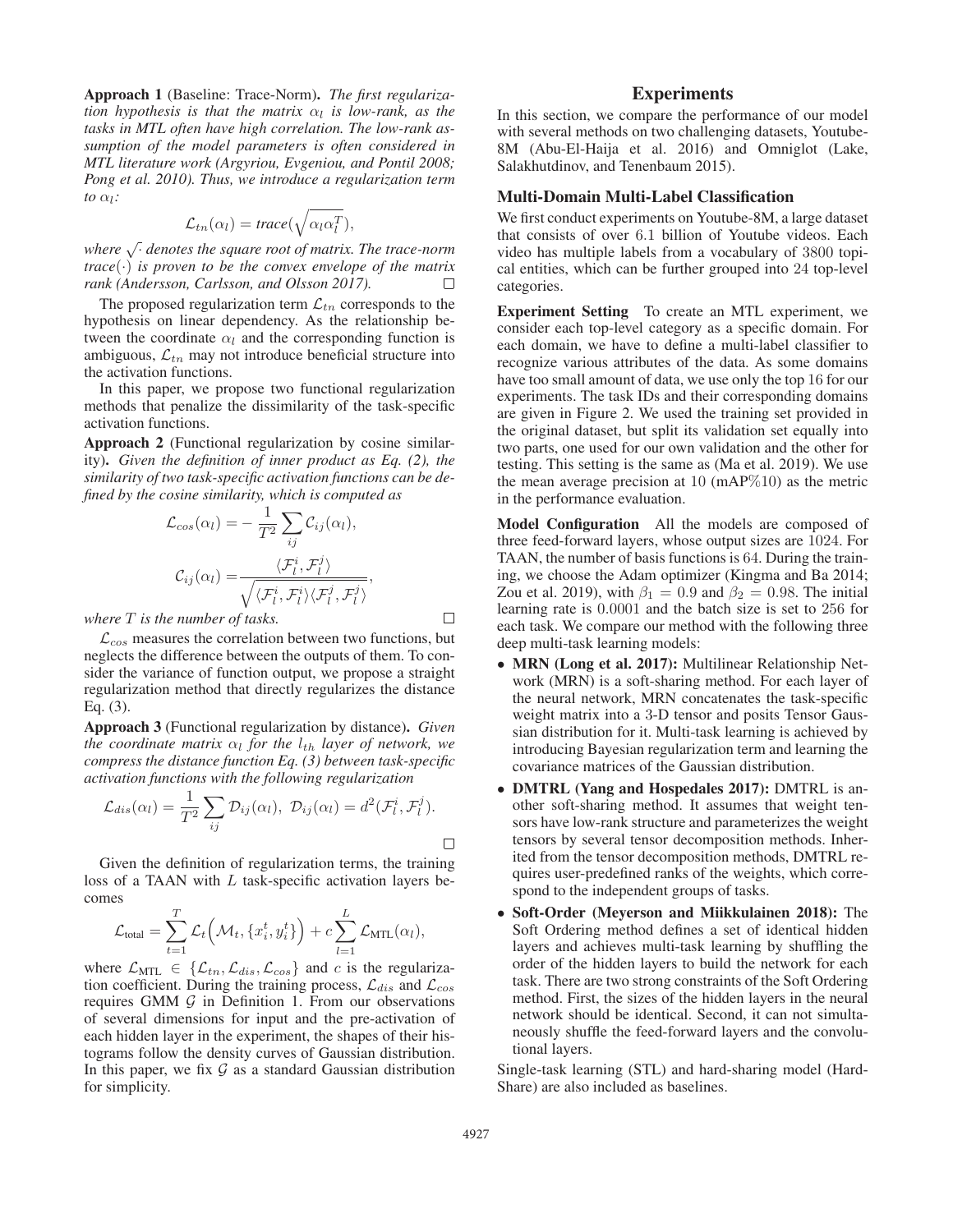**Approach 1** (Baseline: Trace-Norm)**.** *The first regularization hypothesis is that the matrix $\alpha_l$ is low-rank, as the tasks in MTL often have high correlation. The low-rank assumption of the model parameters is often considered in MTL literature work (Argyriou, Evgeniou, and Pontil 2008; Pong et al. 2010). Thus, we introduce a regularization term to $\alpha_l$:*

$$\mathcal{L}_{tn}(\alpha_l) = trace(\sqrt{\alpha_l \alpha_l^T}),$$

*where $\sqrt{\cdot}$ denotes the square root of matrix. The trace-norm $trace(\cdot)$ is proven to be the convex envelope of the matrix rank (Andersson, Carlsson, and Olsson 2017).* □

The proposed regularization term $\mathcal{L}_{tn}$ corresponds to the hypothesis on linear dependency. As the relationship between the coordinate $\alpha_l$ and the corresponding function is ambiguous, $\mathcal{L}_{tn}$ may not introduce beneficial structure into the activation functions.

In this paper, we propose two functional regularization methods that penalize the dissimilarity of the task-specific activation functions.

**Approach 2** (Functional regularization by cosine similarity)**.** *Given the definition of inner product as Eq. (2), the similarity of two task-specific activation functions can be defined by the cosine similarity, which is computed as*

$$\mathcal{L}_{cos}(\alpha_l) = -\frac{1}{T^2}\sum_{ij}\mathcal{C}_{ij}(\alpha_l),$$

$$\mathcal{C}_{ij}(\alpha_l) = \frac{\langle \mathcal{F}_l^i, \mathcal{F}_l^j \rangle}{\sqrt{\langle \mathcal{F}_l^i, \mathcal{F}_l^i \rangle \langle \mathcal{F}_l^j, \mathcal{F}_l^j \rangle}},$$

*where $T$ is the number of tasks.* □

$\mathcal{L}_{cos}$ measures the correlation between two functions, but neglects the difference between the outputs of them. To consider the variance of function output, we propose a straight regularization method that directly regularizes the distance Eq. (3).

**Approach 3** (Functional regularization by distance)**.** *Given the coordinate matrix $\alpha_l$ for the $l_{th}$ layer of network, we compress the distance function Eq. (3) between task-specific activation functions with the following regularization*

$$\mathcal{L}_{dis}(\alpha_l) = \frac{1}{T^2}\sum_{ij}\mathcal{D}_{ij}(\alpha_l),\ \mathcal{D}_{ij}(\alpha_l) = d^2(\mathcal{F}_l^i, \mathcal{F}_l^j).$$

□

Given the definition of regularization terms, the training loss of a TAAN with $L$ task-specific activation layers becomes

$$\mathcal{L}_{\text{total}} = \sum_{t=1}^{T}\mathcal{L}_t\Big(\mathcal{M}_t, \{x_i^t, y_i^t\}\Big) + c\sum_{l=1}^{L}\mathcal{L}_{\text{MTL}}(\alpha_l),$$

where $\mathcal{L}_{\text{MTL}} \in \{\mathcal{L}_{tn}, \mathcal{L}_{dis}, \mathcal{L}_{cos}\}$ and $c$ is the regularization coefficient. During the training process, $\mathcal{L}_{dis}$ and $\mathcal{L}_{cos}$ requires GMM $\mathcal{G}$ in Definition 1. From our observations of several dimensions for input and the pre-activation of each hidden layer in the experiment, the shapes of their histograms follow the density curves of Gaussian distribution. In this paper, we fix $\mathcal{G}$ as a standard Gaussian distribution for simplicity.

# Experiments

In this section, we compare the performance of our model with several methods on two challenging datasets, Youtube-8M (Abu-El-Haija et al. 2016) and Omniglot (Lake, Salakhutdinov, and Tenenbaum 2015).

## Multi-Domain Multi-Label Classification

We first conduct experiments on Youtube-8M, a large dataset that consists of over 6.1 billion of Youtube videos. Each video has multiple labels from a vocabulary of 3800 topical entities, which can be further grouped into 24 top-level categories.

**Experiment Setting** To create an MTL experiment, we consider each top-level category as a specific domain. For each domain, we have to define a multi-label classifier to recognize various attributes of the data. As some domains have too small amount of data, we use only the top 16 for our experiments. The task IDs and their corresponding domains are given in Figure 2. We used the training set provided in the original dataset, but split its validation set equally into two parts, one used for our own validation and the other for testing. This setting is the same as (Ma et al. 2019). We use the mean average precision at 10 (mAP%10) as the metric in the performance evaluation.

**Model Configuration** All the models are composed of three feed-forward layers, whose output sizes are 1024. For TAAN, the number of basis functions is 64. During the training, we choose the Adam optimizer (Kingma and Ba 2014; Zou et al. 2019), with $\beta_1 = 0.9$ and $\beta_2 = 0.98$. The initial learning rate is 0.0001 and the batch size is set to 256 for each task. We compare our method with the following three deep multi-task learning models:

- **MRN (Long et al. 2017):** Multilinear Relationship Network (MRN) is a soft-sharing method. For each layer of the neural network, MRN concatenates the task-specific weight matrix into a 3-D tensor and posits Tensor Gaussian distribution for it. Multi-task learning is achieved by introducing Bayesian regularization term and learning the covariance matrices of the Gaussian distribution.
- **DMTRL (Yang and Hospedales 2017):** DMTRL is another soft-sharing method. It assumes that weight tensors have low-rank structure and parameterizes the weight tensors by several tensor decomposition methods. Inherited from the tensor decomposition methods, DMTRL requires user-predefined ranks of the weights, which correspond to the independent groups of tasks.
- **Soft-Order (Meyerson and Miikkulainen 2018):** The Soft Ordering method defines a set of identical hidden layers and achieves multi-task learning by shuffling the order of the hidden layers to build the network for each task. There are two strong constraints of the Soft Ordering method. First, the sizes of the hidden layers in the neural network should be identical. Second, it can not simultaneously shuffle the feed-forward layers and the convolutional layers.

Single-task learning (STL) and hard-sharing model (Hard-Share) are also included as baselines.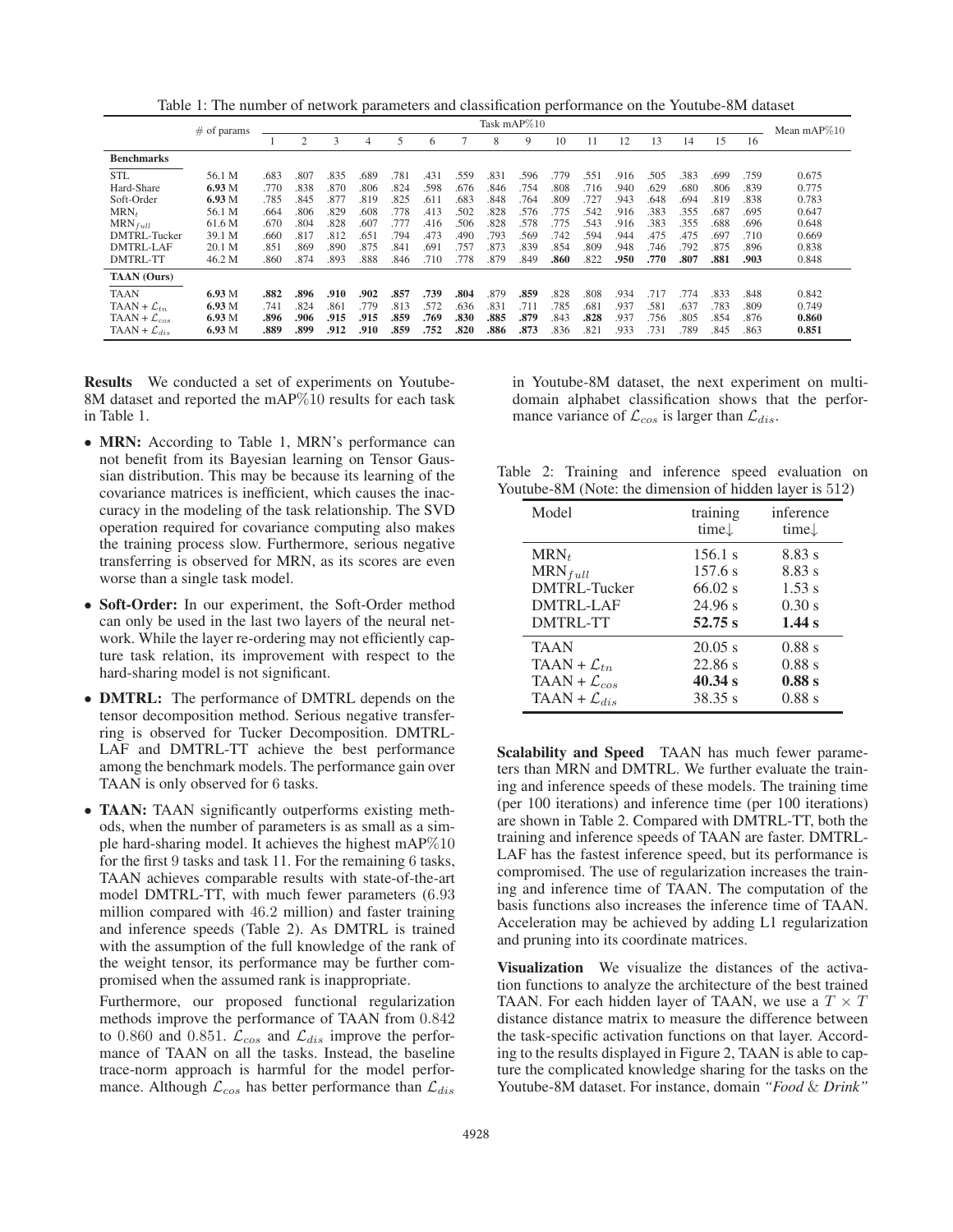Table 1: The number of network parameters and classification performance on the Youtube-8M dataset

| | # of params | Task mAP%10 | | | | | | | | | | | | | | | | Mean mAP%10 |
|---|---|---|---|---|---|---|---|---|---|---|---|---|---|---|---|---|---|---|
| | | 1 | 2 | 3 | 4 | 5 | 6 | 7 | 8 | 9 | 10 | 11 | 12 | 13 | 14 | 15 | 16 | |
| **Benchmarks** | | | | | | | | | | | | | | | | | | |
| STL | 56.1 M | .683 | .807 | .835 | .689 | .781 | .431 | .559 | .831 | .596 | .779 | .551 | .916 | .505 | .383 | .699 | .759 | 0.675 |
| Hard-Share | **6.93** M | .770 | .838 | .870 | .806 | .824 | .598 | .676 | .846 | .754 | .808 | .716 | .940 | .629 | .680 | .806 | .839 | 0.775 |
| Soft-Order | **6.93** M | .785 | .845 | .877 | .819 | .825 | .611 | .683 | .848 | .764 | .809 | .727 | .943 | .648 | .694 | .819 | .838 | 0.783 |
| $\text{MRN}_t$ | 56.1 M | .664 | .806 | .829 | .608 | .778 | .413 | .502 | .828 | .576 | .775 | .542 | .916 | .383 | .355 | .687 | .695 | 0.647 |
| $\text{MRN}_{full}$ | 61.6 M | .670 | .804 | .828 | .607 | .777 | .416 | .506 | .828 | .578 | .775 | .543 | .916 | .383 | .355 | .688 | .696 | 0.648 |
| DMTRL-Tucker | 39.1 M | .660 | .817 | .812 | .651 | .794 | .473 | .490 | .793 | .569 | .742 | .594 | .944 | .475 | .475 | .697 | .710 | 0.669 |
| DMTRL-LAF | 20.1 M | .851 | .869 | .890 | .875 | .841 | .691 | .757 | .873 | .839 | .854 | .809 | .948 | .746 | .792 | .875 | .896 | 0.838 |
| DMTRL-TT | 46.2 M | .860 | .874 | .893 | .888 | .846 | .710 | .778 | .879 | .849 | **.860** | .822 | **.950** | **.770** | **.807** | **.881** | **.903** | 0.848 |
| **TAAN (Ours)** | | | | | | | | | | | | | | | | | | |
| TAAN | **6.93** M | **.882** | **.896** | **.910** | **.902** | **.857** | **.739** | **.804** | .879 | **.859** | .828 | .808 | .934 | .717 | .774 | .833 | .848 | 0.842 |
| TAAN + $\mathcal{L}_{tn}$ | **6.93** M | .741 | .824 | .861 | .779 | .813 | .572 | .636 | .831 | .711 | .785 | .681 | .937 | .581 | .637 | .783 | .809 | 0.749 |
| TAAN + $\mathcal{L}_{cos}$ | **6.93** M | **.896** | **.906** | **.915** | **.915** | **.859** | **.769** | **.830** | **.885** | **.879** | .843 | **.828** | .937 | .756 | .805 | .854 | .876 | **0.860** |
| TAAN + $\mathcal{L}_{dis}$ | **6.93** M | **.889** | **.899** | **.912** | **.910** | **.859** | **.752** | **.820** | **.886** | **.873** | .836 | .821 | .933 | .731 | .789 | .845 | .863 | **0.851** |

**Results** We conducted a set of experiments on Youtube-8M dataset and reported the mAP%10 results for each task in Table 1.

- **MRN:** According to Table 1, MRN's performance can not benefit from its Bayesian learning on Tensor Gaussian distribution. This may be because its learning of the covariance matrices is inefficient, which causes the inaccuracy in the modeling of the task relationship. The SVD operation required for covariance computing also makes the training process slow. Furthermore, serious negative transferring is observed for MRN, as its scores are even worse than a single task model.
- **Soft-Order:** In our experiment, the Soft-Order method can only be used in the last two layers of the neural network. While the layer re-ordering may not efficiently capture task relation, its improvement with respect to the hard-sharing model is not significant.
- **DMTRL:** The performance of DMTRL depends on the tensor decomposition method. Serious negative transferring is observed for Tucker Decomposition. DMTRL-LAF and DMTRL-TT achieve the best performance among the benchmark models. The performance gain over TAAN is only observed for 6 tasks.
- **TAAN:** TAAN significantly outperforms existing methods, when the number of parameters is as small as a simple hard-sharing model. It achieves the highest mAP%10 for the first 9 tasks and task 11. For the remaining 6 tasks, TAAN achieves comparable results with state-of-the-art model DMTRL-TT, with much fewer parameters (6.93 million compared with 46.2 million) and faster training and inference speeds (Table 2). As DMTRL is trained with the assumption of the full knowledge of the rank of the weight tensor, its performance may be further compromised when the assumed rank is inappropriate.

  Furthermore, our proposed functional regularization methods improve the performance of TAAN from 0.842 to 0.860 and 0.851. $\mathcal{L}_{cos}$ and $\mathcal{L}_{dis}$ improve the performance of TAAN on all the tasks. Instead, the baseline trace-norm approach is harmful for the model performance. Although $\mathcal{L}_{cos}$ has better performance than $\mathcal{L}_{dis}$ in Youtube-8M dataset, the next experiment on multi-domain alphabet classification shows that the performance variance of $\mathcal{L}_{cos}$ is larger than $\mathcal{L}_{dis}$.

Table 2: Training and inference speed evaluation on Youtube-8M (Note: the dimension of hidden layer is 512)

| Model | training time↓ | inference time↓ |
|---|---|---|
| $\text{MRN}_t$ | 156.1 s | 8.83 s |
| $\text{MRN}_{full}$ | 157.6 s | 8.83 s |
| DMTRL-Tucker | 66.02 s | 1.53 s |
| DMTRL-LAF | 24.96 s | 0.30 s |
| DMTRL-TT | **52.75 s** | **1.44 s** |
| TAAN | 20.05 s | 0.88 s |
| TAAN + $\mathcal{L}_{tn}$ | 22.86 s | 0.88 s |
| TAAN + $\mathcal{L}_{cos}$ | **40.34 s** | **0.88 s** |
| TAAN + $\mathcal{L}_{dis}$ | 38.35 s | 0.88 s |

**Scalability and Speed** TAAN has much fewer parameters than MRN and DMTRL. We further evaluate the training and inference speeds of these models. The training time (per 100 iterations) and inference time (per 100 iterations) are shown in Table 2. Compared with DMTRL-TT, both the training and inference speeds of TAAN are faster. DMTRL-LAF has the fastest inference speed, but its performance is compromised. The use of regularization increases the training and inference time of TAAN. The computation of the basis functions also increases the inference time of TAAN. Acceleration may be achieved by adding L1 regularization and pruning into its coordinate matrices.

**Visualization** We visualize the distances of the activation functions to analyze the architecture of the best trained TAAN. For each hidden layer of TAAN, we use a $T \times T$ distance distance matrix to measure the difference between the task-specific activation functions on that layer. According to the results displayed in Figure 2, TAAN is able to capture the complicated knowledge sharing for the tasks on the Youtube-8M dataset. For instance, domain *"Food & Drink"*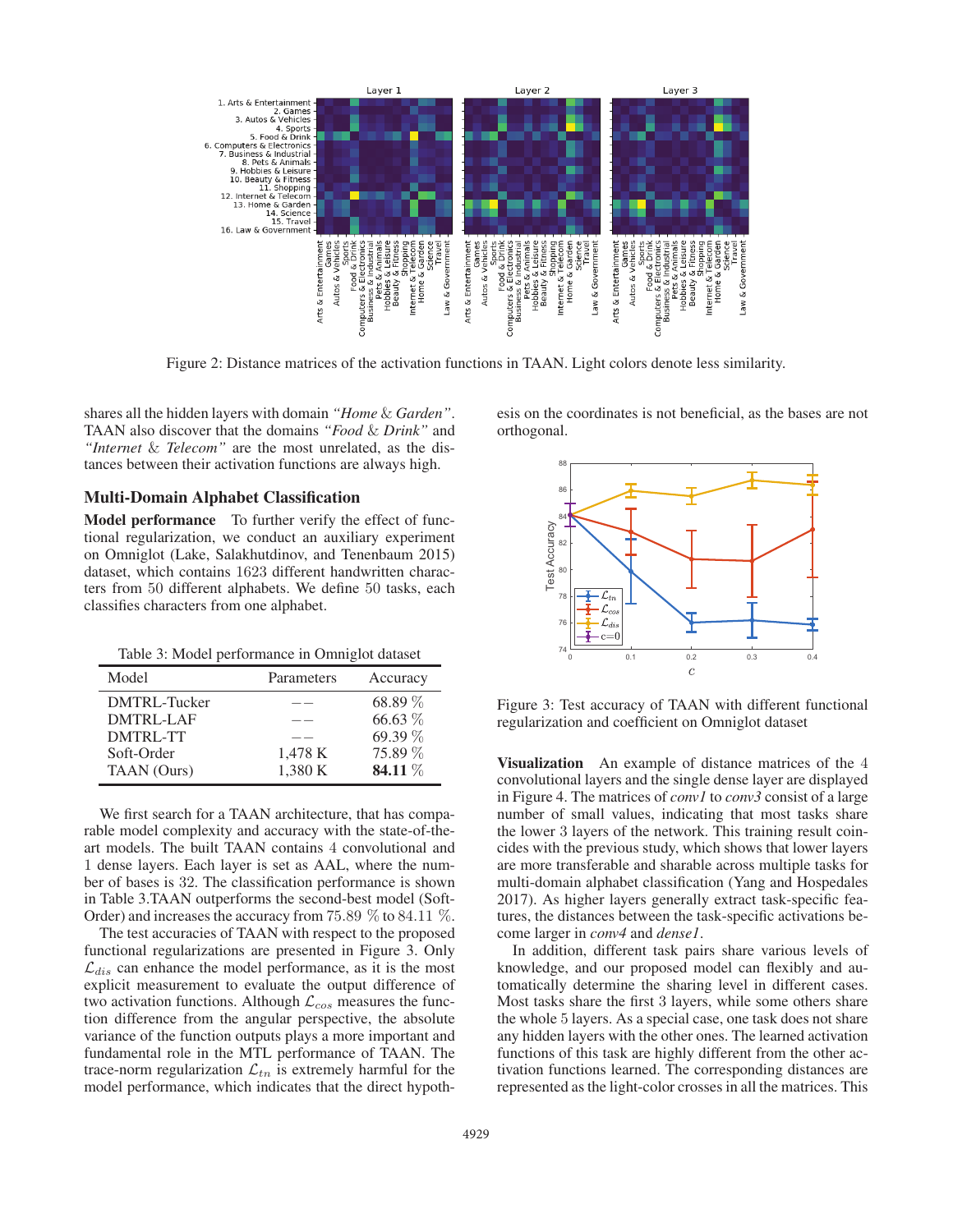Figure 2: Distance matrices of the activation functions in TAAN. Light colors denote less similarity.

shares all the hidden layers with domain *"Home & Garden"*. TAAN also discover that the domains *"Food & Drink"* and *"Internet & Telecom"* are the most unrelated, as the distances between their activation functions are always high.

## Multi-Domain Alphabet Classification

**Model performance** To further verify the effect of functional regularization, we conduct an auxiliary experiment on Omniglot (Lake, Salakhutdinov, and Tenenbaum 2015) dataset, which contains 1623 different handwritten characters from 50 different alphabets. We define 50 tasks, each classifies characters from one alphabet.

Table 3: Model performance in Omniglot dataset

| Model | Parameters | Accuracy |
|---|---|---|
| DMTRL-Tucker | −− | 68.89 % |
| DMTRL-LAF | −− | 66.63 % |
| DMTRL-TT | −− | 69.39 % |
| Soft-Order | 1,478 K | 75.89 % |
| TAAN (Ours) | 1,380 K | **84.11** % |

We first search for a TAAN architecture, that has comparable model complexity and accuracy with the state-of-the-art models. The built TAAN contains 4 convolutional and 1 dense layers. Each layer is set as AAL, where the number of bases is 32. The classification performance is shown in Table 3.TAAN outperforms the second-best model (Soft-Order) and increases the accuracy from 75.89 % to 84.11 %.

The test accuracies of TAAN with respect to the proposed functional regularizations are presented in Figure 3. Only $\mathcal{L}_{dis}$ can enhance the model performance, as it is the most explicit measurement to evaluate the output difference of two activation functions. Although $\mathcal{L}_{cos}$ measures the function difference from the angular perspective, the absolute variance of the function outputs plays a more important and fundamental role in the MTL performance of TAAN. The trace-norm regularization $\mathcal{L}_{tn}$ is extremely harmful for the model performance, which indicates that the direct hypothesis on the coordinates is not beneficial, as the bases are not orthogonal.

Figure 3: Test accuracy of TAAN with different functional regularization and coefficient on Omniglot dataset

**Visualization** An example of distance matrices of the 4 convolutional layers and the single dense layer are displayed in Figure 4. The matrices of *conv1* to *conv3* consist of a large number of small values, indicating that most tasks share the lower 3 layers of the network. This training result coincides with the previous study, which shows that lower layers are more transferable and sharable across multiple tasks for multi-domain alphabet classification (Yang and Hospedales 2017). As higher layers generally extract task-specific features, the distances between the task-specific activations become larger in *conv4* and *dense1*.

In addition, different task pairs share various levels of knowledge, and our proposed model can flexibly and automatically determine the sharing level in different cases. Most tasks share the first 3 layers, while some others share the whole 5 layers. As a special case, one task does not share any hidden layers with the other ones. The learned activation functions of this task are highly different from the other activation functions learned. The corresponding distances are represented as the light-color crosses in all the matrices. This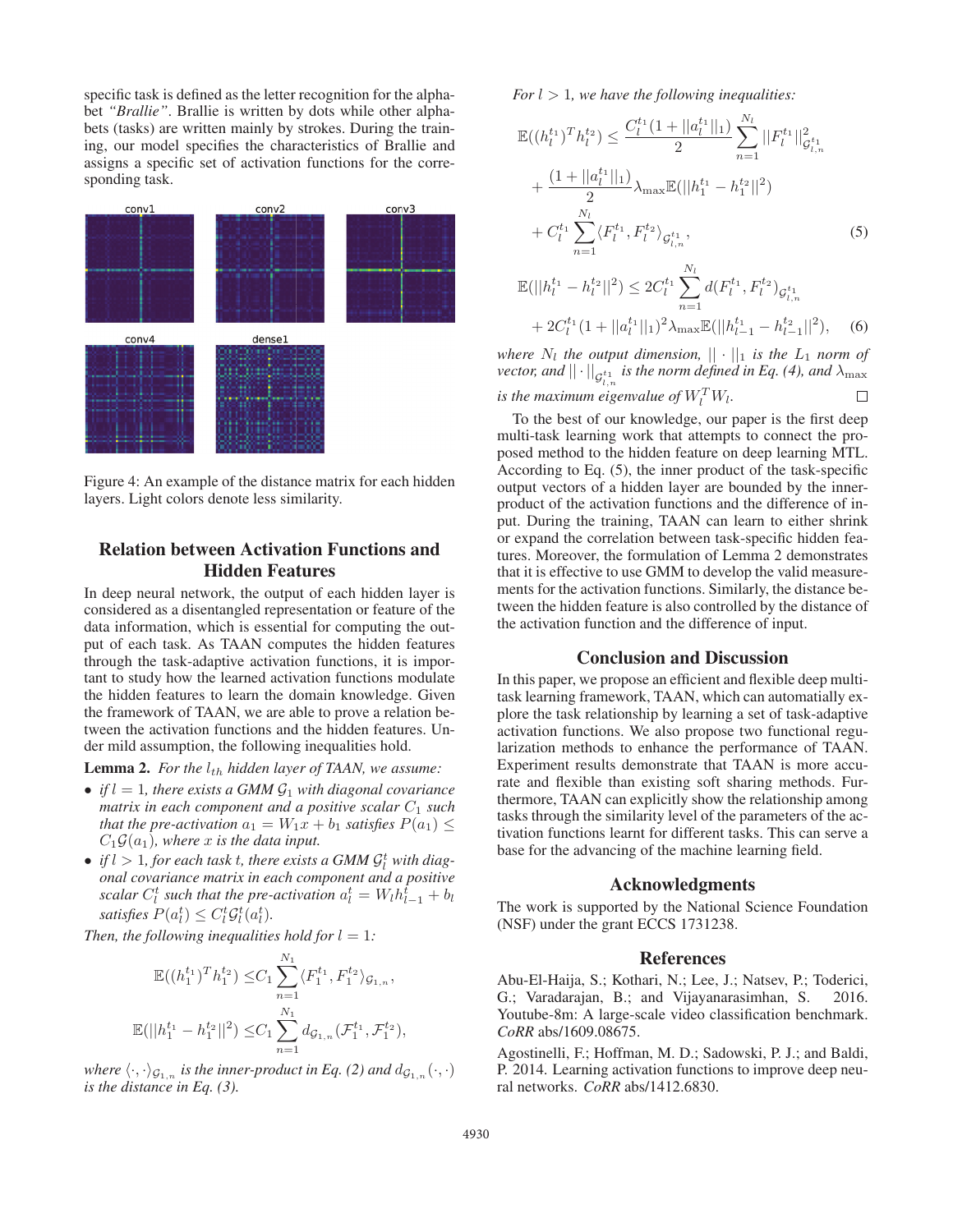specific task is defined as the letter recognition for the alphabet *"Brallie"*. Brallie is written by dots while other alphabets (tasks) are written mainly by strokes. During the training, our model specifies the characteristics of Brallie and assigns a specific set of activation functions for the corresponding task.

Figure 4: An example of the distance matrix for each hidden layers. Light colors denote less similarity.

## Relation between Activation Functions and Hidden Features

In deep neural network, the output of each hidden layer is considered as a disentangled representation or feature of the data information, which is essential for computing the output of each task. As TAAN computes the hidden features through the task-adaptive activation functions, it is important to study how the learned activation functions modulate the hidden features to learn the domain knowledge. Given the framework of TAAN, we are able to prove a relation between the activation functions and the hidden features. Under mild assumption, the following inequalities hold.

**Lemma 2.** *For the $l_{th}$ hidden layer of TAAN, we assume:*

- *if $l = 1$, there exists a GMM $\mathcal{G}_1$ with diagonal covariance matrix in each component and a positive scalar $C_1$ such that the pre-activation $a_1 = W_1 x + b_1$ satisfies $P(a_1) \leq C_1 \mathcal{G}(a_1)$, where $x$ is the data input.*
- *if $l > 1$, for each task $t$, there exists a GMM $\mathcal{G}_l^t$ with diagonal covariance matrix in each component and a positive scalar $C_l^t$ such that the pre-activation $a_l^t = W_l h_{l-1}^t + b_l$ satisfies $P(a_l^t) \leq C_l^t \mathcal{G}_l^t(a_l^t)$.*

*Then, the following inequalities hold for $l = 1$:*

$$
\begin{aligned}
\mathbb{E}((h_1^{t_1})^T h_1^{t_2}) \leq& C_1 \sum_{n=1}^{N_1} \langle F_1^{t_1}, F_1^{t_2} \rangle_{\mathcal{G}_{1,n}}, \\
\mathbb{E}(||h_1^{t_1} - h_1^{t_2}||^2) \leq& C_1 \sum_{n=1}^{N_1} d_{\mathcal{G}_{1,n}}(\mathcal{F}_1^{t_1}, \mathcal{F}_1^{t_2}),
\end{aligned}
$$

*where $\langle \cdot, \cdot \rangle_{\mathcal{G}_{1,n}}$ is the inner-product in Eq. (2) and $d_{\mathcal{G}_{1,n}}(\cdot, \cdot)$ is the distance in Eq. (3).*

*For $l > 1$, we have the following inequalities:*

$$
\begin{aligned}
\mathbb{E}((h_l^{t_1})^T h_l^{t_2}) \leq& \frac{C_l^{t_1}(1 + ||a_l^{t_1}||_1)}{2} \sum_{n=1}^{N_l} ||F_l^{t_1}||^2_{\mathcal{G}_{l,n}^{t_1}} \\
&+ \frac{(1 + ||a_l^{t_1}||_1)}{2} \lambda_{\max} \mathbb{E}(||h_1^{t_1} - h_1^{t_2}||^2) \\
&+ C_l^{t_1} \sum_{n=1}^{N_l} \langle F_l^{t_1}, F_l^{t_2} \rangle_{\mathcal{G}_{l,n}^{t_1}},
\end{aligned}
\tag{5}
$$

$$
\begin{aligned}
\mathbb{E}(||h_l^{t_1} - h_l^{t_2}||^2) \leq& 2C_l^{t_1} \sum_{n=1}^{N_l} d(F_l^{t_1}, F_l^{t_2})_{\mathcal{G}_{l,n}^{t_1}} \\
&+ 2C_l^{t_1}(1 + ||a_l^{t_1}||_1)^2 \lambda_{\max} \mathbb{E}(||h_{l-1}^{t_1} - h_{l-1}^{t_2}||^2),
\end{aligned}
\tag{6}
$$

*where $N_l$ the output dimension, $||\cdot||_1$ is the $L_1$ norm of vector, and $||\cdot||_{\mathcal{G}_{l,n}^{t_1}}$ is the norm defined in Eq. (4), and $\lambda_{\max}$ is the maximum eigenvalue of $W_l^T W_l$.* □

To the best of our knowledge, our paper is the first deep multi-task learning work that attempts to connect the proposed method to the hidden feature on deep learning MTL. According to Eq. (5), the inner product of the task-specific output vectors of a hidden layer are bounded by the inner-product of the activation functions and the difference of input. During the training, TAAN can learn to either shrink or expand the correlation between task-specific hidden features. Moreover, the formulation of Lemma 2 demonstrates that it is effective to use GMM to develop the valid measurements for the activation functions. Similarly, the distance between the hidden feature is also controlled by the distance of the activation function and the difference of input.

## Conclusion and Discussion

In this paper, we propose an efficient and flexible deep multi-task learning framework, TAAN, which can automatically explore the task relationship by learning a set of task-adaptive activation functions. We also propose two functional regularization methods to enhance the performance of TAAN. Experiment results demonstrate that TAAN is more accurate and flexible than existing soft sharing methods. Furthermore, TAAN can explicitly show the relationship among tasks through the similarity level of the parameters of the activation functions learnt for different tasks. This can serve a base for the advancing of the machine learning field.

## Acknowledgments

The work is supported by the National Science Foundation (NSF) under the grant ECCS 1731238.

## References

Abu-El-Haija, S.; Kothari, N.; Lee, J.; Natsev, P.; Toderici, G.; Varadarajan, B.; and Vijayanarasimhan, S. 2016. Youtube-8m: A large-scale video classification benchmark. *CoRR* abs/1609.08675.

Agostinelli, F.; Hoffman, M. D.; Sadowski, P. J.; and Baldi, P. 2014. Learning activation functions to improve deep neural networks. *CoRR* abs/1412.6830.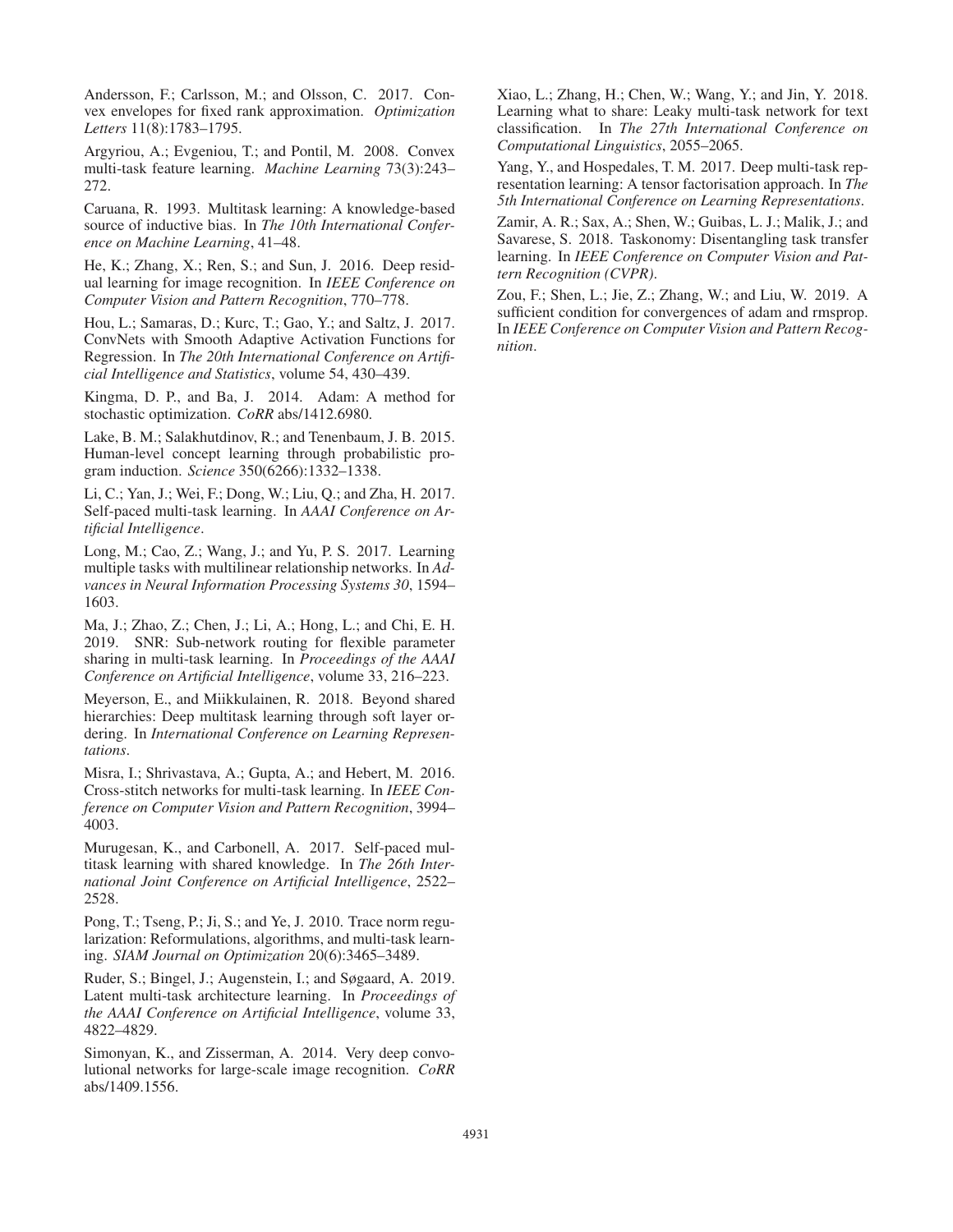Andersson, F.; Carlsson, M.; and Olsson, C. 2017. Convex envelopes for fixed rank approximation. *Optimization Letters* 11(8):1783–1795.

Argyriou, A.; Evgeniou, T.; and Pontil, M. 2008. Convex multi-task feature learning. *Machine Learning* 73(3):243–272.

Caruana, R. 1993. Multitask learning: A knowledge-based source of inductive bias. In *The 10th International Conference on Machine Learning*, 41–48.

He, K.; Zhang, X.; Ren, S.; and Sun, J. 2016. Deep residual learning for image recognition. In *IEEE Conference on Computer Vision and Pattern Recognition*, 770–778.

Hou, L.; Samaras, D.; Kurc, T.; Gao, Y.; and Saltz, J. 2017. ConvNets with Smooth Adaptive Activation Functions for Regression. In *The 20th International Conference on Artificial Intelligence and Statistics*, volume 54, 430–439.

Kingma, D. P., and Ba, J. 2014. Adam: A method for stochastic optimization. *CoRR* abs/1412.6980.

Lake, B. M.; Salakhutdinov, R.; and Tenenbaum, J. B. 2015. Human-level concept learning through probabilistic program induction. *Science* 350(6266):1332–1338.

Li, C.; Yan, J.; Wei, F.; Dong, W.; Liu, Q.; and Zha, H. 2017. Self-paced multi-task learning. In *AAAI Conference on Artificial Intelligence*.

Long, M.; Cao, Z.; Wang, J.; and Yu, P. S. 2017. Learning multiple tasks with multilinear relationship networks. In *Advances in Neural Information Processing Systems 30*, 1594–1603.

Ma, J.; Zhao, Z.; Chen, J.; Li, A.; Hong, L.; and Chi, E. H. 2019. SNR: Sub-network routing for flexible parameter sharing in multi-task learning. In *Proceedings of the AAAI Conference on Artificial Intelligence*, volume 33, 216–223.

Meyerson, E., and Miikkulainen, R. 2018. Beyond shared hierarchies: Deep multitask learning through soft layer ordering. In *International Conference on Learning Representations*.

Misra, I.; Shrivastava, A.; Gupta, A.; and Hebert, M. 2016. Cross-stitch networks for multi-task learning. In *IEEE Conference on Computer Vision and Pattern Recognition*, 3994–4003.

Murugesan, K., and Carbonell, A. 2017. Self-paced multitask learning with shared knowledge. In *The 26th International Joint Conference on Artificial Intelligence*, 2522–2528.

Pong, T.; Tseng, P.; Ji, S.; and Ye, J. 2010. Trace norm regularization: Reformulations, algorithms, and multi-task learning. *SIAM Journal on Optimization* 20(6):3465–3489.

Ruder, S.; Bingel, J.; Augenstein, I.; and Søgaard, A. 2019. Latent multi-task architecture learning. In *Proceedings of the AAAI Conference on Artificial Intelligence*, volume 33, 4822–4829.

Simonyan, K., and Zisserman, A. 2014. Very deep convolutional networks for large-scale image recognition. *CoRR* abs/1409.1556.

Xiao, L.; Zhang, H.; Chen, W.; Wang, Y.; and Jin, Y. 2018. Learning what to share: Leaky multi-task network for text classification. In *The 27th International Conference on Computational Linguistics*, 2055–2065.

Yang, Y., and Hospedales, T. M. 2017. Deep multi-task representation learning: A tensor factorisation approach. In *The 5th International Conference on Learning Representations*.

Zamir, A. R.; Sax, A.; Shen, W.; Guibas, L. J.; Malik, J.; and Savarese, S. 2018. Taskonomy: Disentangling task transfer learning. In *IEEE Conference on Computer Vision and Pattern Recognition (CVPR)*.

Zou, F.; Shen, L.; Jie, Z.; Zhang, W.; and Liu, W. 2019. A sufficient condition for convergences of adam and rmsprop. In *IEEE Conference on Computer Vision and Pattern Recognition*.